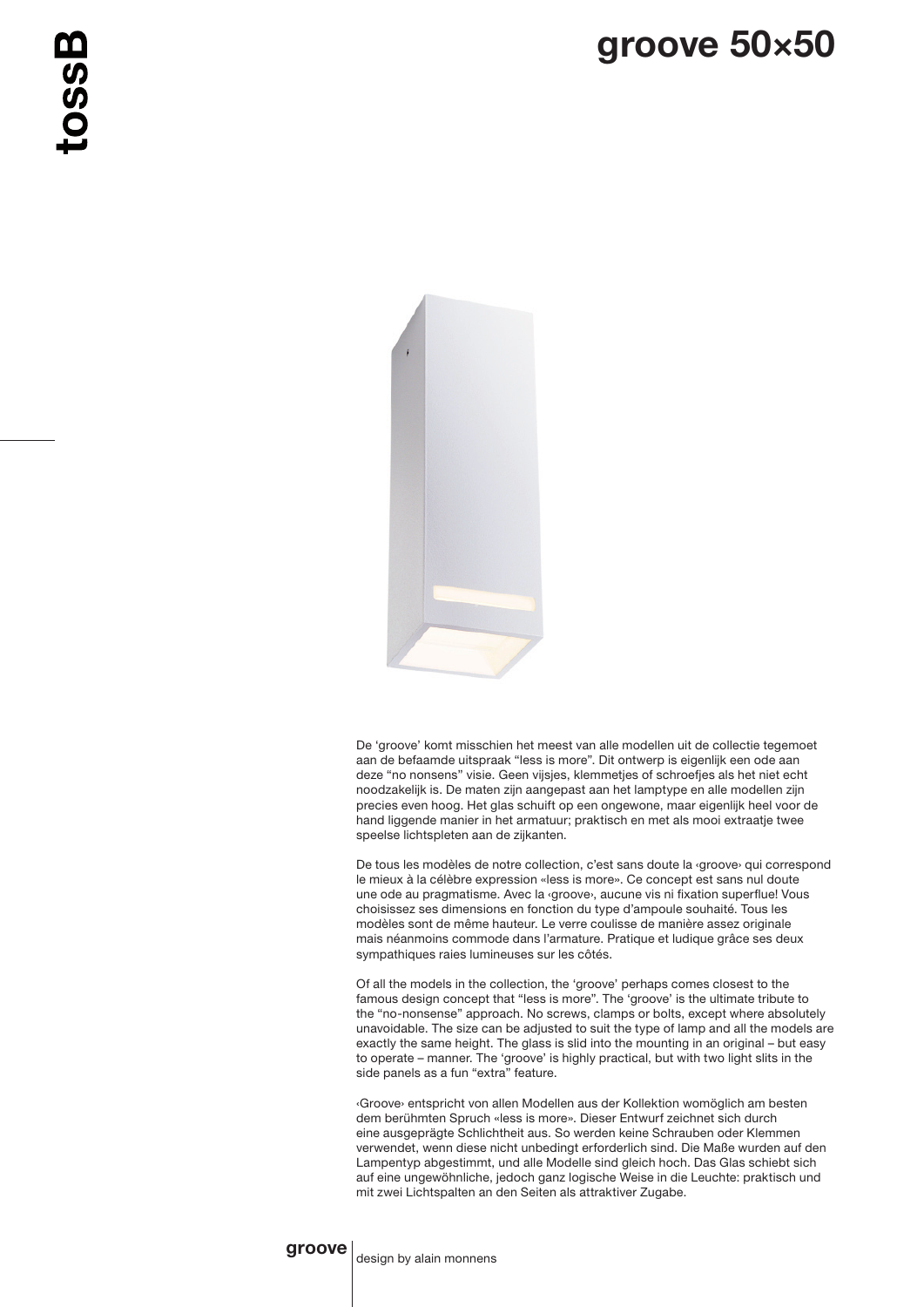# groove 50×50

De ‘groove’ komt misschien het meest van alle modellen uit de collectie tegemoet aan de befaamde uitspraak “less is more”. Dit ontwerp is eigenlijk een ode aan deze “no nonsens” visie. Geen vijsjes, klemmetjes of schroefjes als het niet echt noodzakelijk is. De maten zijn aangepast aan het lamptype en alle modellen zijn precies even hoog. Het glas schuift op een ongewone, maar eigenlijk heel voor de hand liggende manier in het armatuur; praktisch en met als mooi extraatje twee speelse lichtspleten aan de zijkanten.

De tous les modèles de notre collection, c’est sans doute la ‹groove› qui correspond le mieux à la célèbre expression «less is more». Ce concept est sans nul doute une ode au pragmatisme. Avec la ‹groove›, aucune vis ni fixation superflue! Vous choisissez ses dimensions en fonction du type d’ampoule souhaité. Tous les modèles sont de même hauteur. Le verre coulisse de manière assez originale mais néanmoins commode dans l’armature. Pratique et ludique grâce ses deux sympathiques raies lumineuses sur les côtés.

Of all the models in the collection, the ‘groove’ perhaps comes closest to the famous design concept that “less is more”. The ‘groove’ is the ultimate tribute to the “no-nonsense” approach. No screws, clamps or bolts, except where absolutely unavoidable. The size can be adjusted to suit the type of lamp and all the models are exactly the same height. The glass is slid into the mounting in an original – but easy to operate – manner. The ‘groove’ is highly practical, but with two light slits in the side panels as a fun “extra” feature.

‹Groove› entspricht von allen Modellen aus der Kollektion womöglich am besten dem berühmten Spruch «less is more». Dieser Entwurf zeichnet sich durch eine ausgeprägte Schlichtheit aus. So werden keine Schrauben oder Klemmen verwendet, wenn diese nicht unbedingt erforderlich sind. Die Maße wurden auf den Lampentyp abgestimmt, und alle Modelle sind gleich hoch. Das Glas schiebt sich auf eine ungewöhnliche, jedoch ganz logische Weise in die Leuchte: praktisch und mit zwei Lichtspalten an den Seiten als attraktiver Zugabe.

**groove** design by alain monnens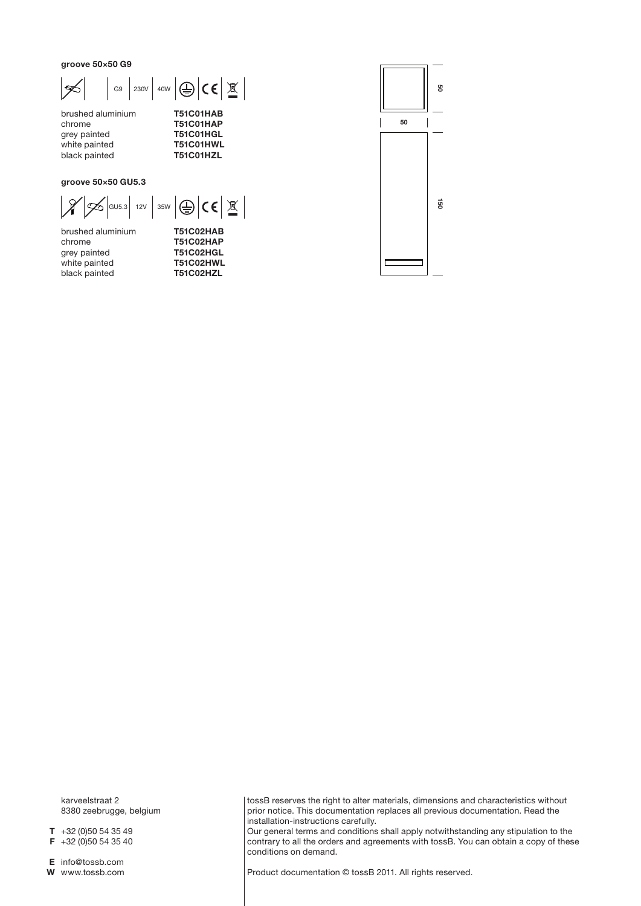**groove 50×50 G9**

G9 | 230V | 40W

| | |
|---|---|
| brushed aluminium | **T51C01HAB** |
| chrome | **T51C01HAP** |
| grey painted | **T51C01HGL** |
| white painted | **T51C01HWL** |
| black painted | **T51C01HZL** |

**groove 50×50 GU5.3**

GU5.3 | 12V | 35W

| | |
|---|---|
| brushed aluminium | **T51C02HAB** |
| chrome | **T51C02HAP** |
| grey painted | **T51C02HGL** |
| white painted | **T51C02HWL** |
| black painted | **T51C02HZL** |

50

50

150

karveelstraat 2
8380 zeebrugge, belgium

**T** +32 (0)50 54 35 49
**F** +32 (0)50 54 35 40

**E** info@tossb.com
**W** www.tossb.com

tossB reserves the right to alter materials, dimensions and characteristics without prior notice. This documentation replaces all previous documentation. Read the installation-instructions carefully.
Our general terms and conditions shall apply notwithstanding any stipulation to the contrary to all the orders and agreements with tossB. You can obtain a copy of these conditions on demand.

Product documentation © tossB 2011. All rights reserved.